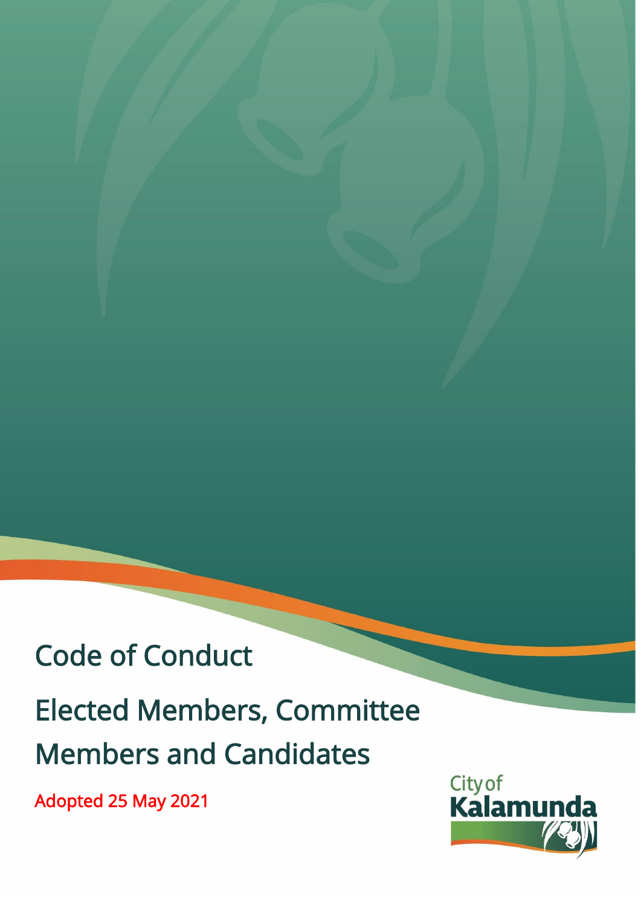# Code of Conduct

## Elected Members, Committee Members and Candidates

Adopted 25 May 2021

City of Kalamunda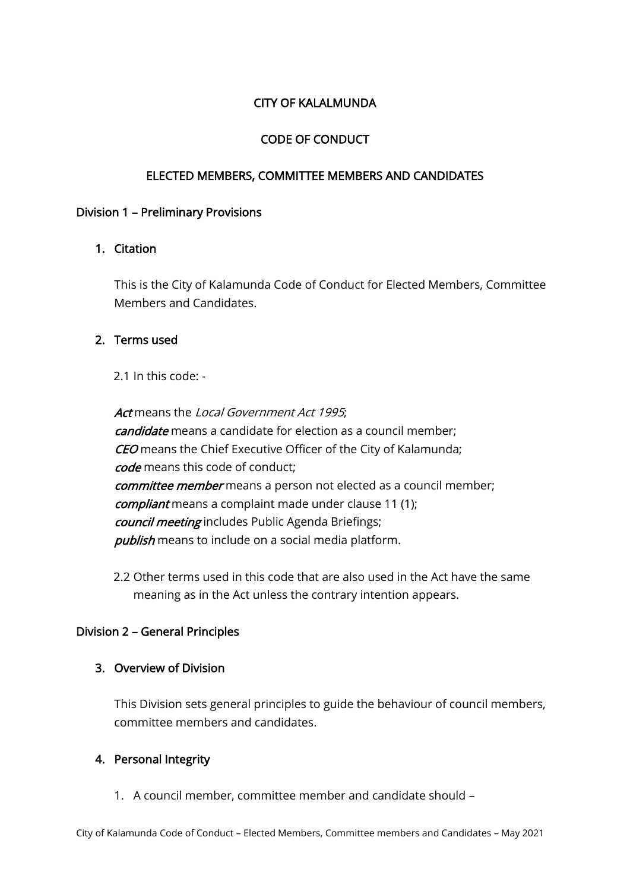# CITY OF KALALMUNDA

# CODE OF CONDUCT

# ELECTED MEMBERS, COMMITTEE MEMBERS AND CANDIDATES

## Division 1 – Preliminary Provisions

### 1. Citation

This is the City of Kalamunda Code of Conduct for Elected Members, Committee Members and Candidates.

### 2. Terms used

2.1 In this code: -

***Act*** means the *Local Government Act 1995*;
***candidate*** means a candidate for election as a council member;
***CEO*** means the Chief Executive Officer of the City of Kalamunda;
***code*** means this code of conduct;
***committee member*** means a person not elected as a council member;
***compliant*** means a complaint made under clause 11 (1);
***council meeting*** includes Public Agenda Briefings;
***publish*** means to include on a social media platform.

2.2 Other terms used in this code that are also used in the Act have the same meaning as in the Act unless the contrary intention appears.

## Division 2 – General Principles

### 3. Overview of Division

This Division sets general principles to guide the behaviour of council members, committee members and candidates.

### 4. Personal Integrity

1. A council member, committee member and candidate should –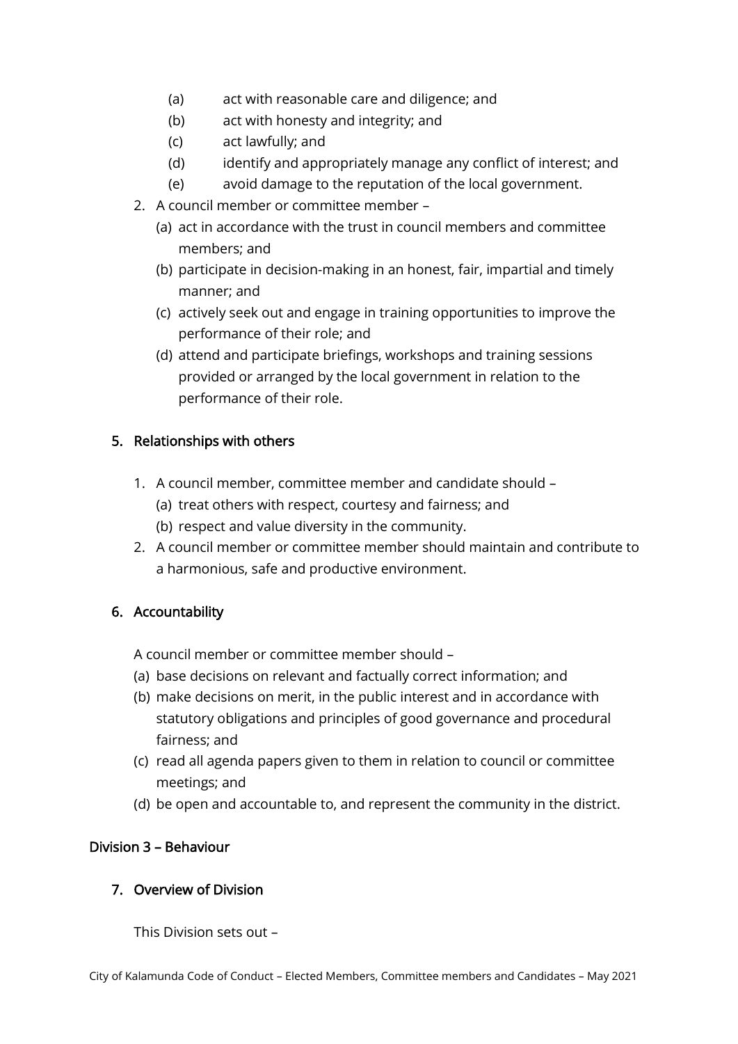(a) act with reasonable care and diligence; and
(b) act with honesty and integrity; and
(c) act lawfully; and
(d) identify and appropriately manage any conflict of interest; and
(e) avoid damage to the reputation of the local government.

2. A council member or committee member –
   (a) act in accordance with the trust in council members and committee members; and
   (b) participate in decision-making in an honest, fair, impartial and timely manner; and
   (c) actively seek out and engage in training opportunities to improve the performance of their role; and
   (d) attend and participate briefings, workshops and training sessions provided or arranged by the local government in relation to the performance of their role.

### 5. Relationships with others

1. A council member, committee member and candidate should –
   (a) treat others with respect, courtesy and fairness; and
   (b) respect and value diversity in the community.
2. A council member or committee member should maintain and contribute to a harmonious, safe and productive environment.

### 6. Accountability

A council member or committee member should –

(a) base decisions on relevant and factually correct information; and
(b) make decisions on merit, in the public interest and in accordance with statutory obligations and principles of good governance and procedural fairness; and
(c) read all agenda papers given to them in relation to council or committee meetings; and
(d) be open and accountable to, and represent the community in the district.

## Division 3 – Behaviour

### 7. Overview of Division

This Division sets out –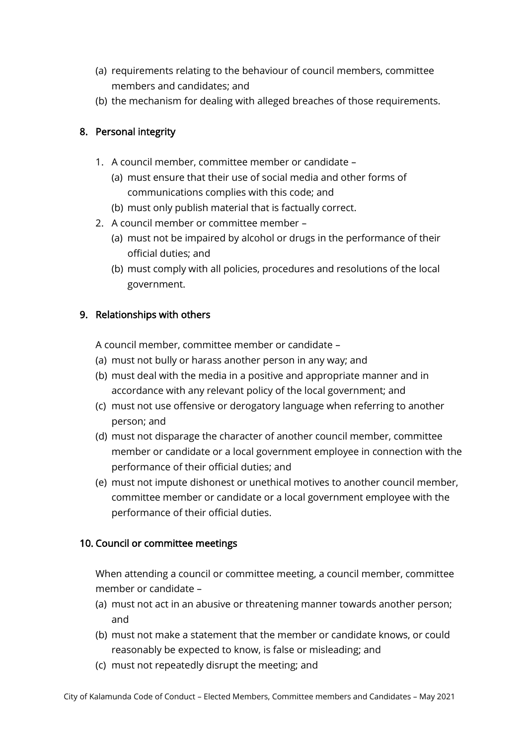(a) requirements relating to the behaviour of council members, committee members and candidates; and

(b) the mechanism for dealing with alleged breaches of those requirements.

## 8. Personal integrity

1. A council member, committee member or candidate –
   (a) must ensure that their use of social media and other forms of communications complies with this code; and
   (b) must only publish material that is factually correct.
2. A council member or committee member –
   (a) must not be impaired by alcohol or drugs in the performance of their official duties; and
   (b) must comply with all policies, procedures and resolutions of the local government.

## 9. Relationships with others

A council member, committee member or candidate –

(a) must not bully or harass another person in any way; and

(b) must deal with the media in a positive and appropriate manner and in accordance with any relevant policy of the local government; and

(c) must not use offensive or derogatory language when referring to another person; and

(d) must not disparage the character of another council member, committee member or candidate or a local government employee in connection with the performance of their official duties; and

(e) must not impute dishonest or unethical motives to another council member, committee member or candidate or a local government employee with the performance of their official duties.

## 10. Council or committee meetings

When attending a council or committee meeting, a council member, committee member or candidate –

(a) must not act in an abusive or threatening manner towards another person; and

(b) must not make a statement that the member or candidate knows, or could reasonably be expected to know, is false or misleading; and

(c) must not repeatedly disrupt the meeting; and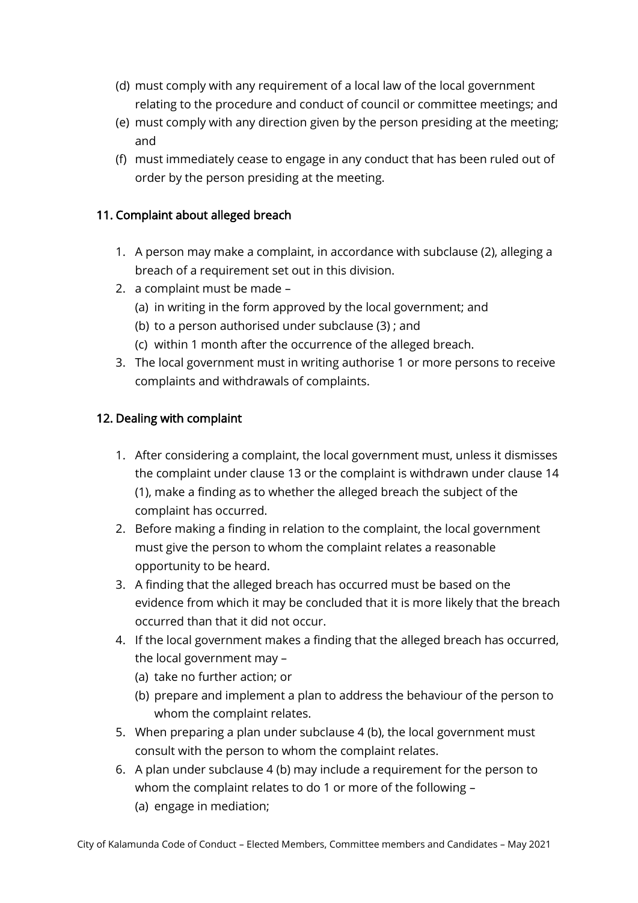(d) must comply with any requirement of a local law of the local government relating to the procedure and conduct of council or committee meetings; and

(e) must comply with any direction given by the person presiding at the meeting; and

(f) must immediately cease to engage in any conduct that has been ruled out of order by the person presiding at the meeting.

## 11. Complaint about alleged breach

1. A person may make a complaint, in accordance with subclause (2), alleging a breach of a requirement set out in this division.
2. a complaint must be made –
   (a) in writing in the form approved by the local government; and
   (b) to a person authorised under subclause (3) ; and
   (c) within 1 month after the occurrence of the alleged breach.
3. The local government must in writing authorise 1 or more persons to receive complaints and withdrawals of complaints.

## 12. Dealing with complaint

1. After considering a complaint, the local government must, unless it dismisses the complaint under clause 13 or the complaint is withdrawn under clause 14 (1), make a finding as to whether the alleged breach the subject of the complaint has occurred.
2. Before making a finding in relation to the complaint, the local government must give the person to whom the complaint relates a reasonable opportunity to be heard.
3. A finding that the alleged breach has occurred must be based on the evidence from which it may be concluded that it is more likely that the breach occurred than that it did not occur.
4. If the local government makes a finding that the alleged breach has occurred, the local government may –
   (a) take no further action; or
   (b) prepare and implement a plan to address the behaviour of the person to whom the complaint relates.
5. When preparing a plan under subclause 4 (b), the local government must consult with the person to whom the complaint relates.
6. A plan under subclause 4 (b) may include a requirement for the person to whom the complaint relates to do 1 or more of the following –
   (a) engage in mediation;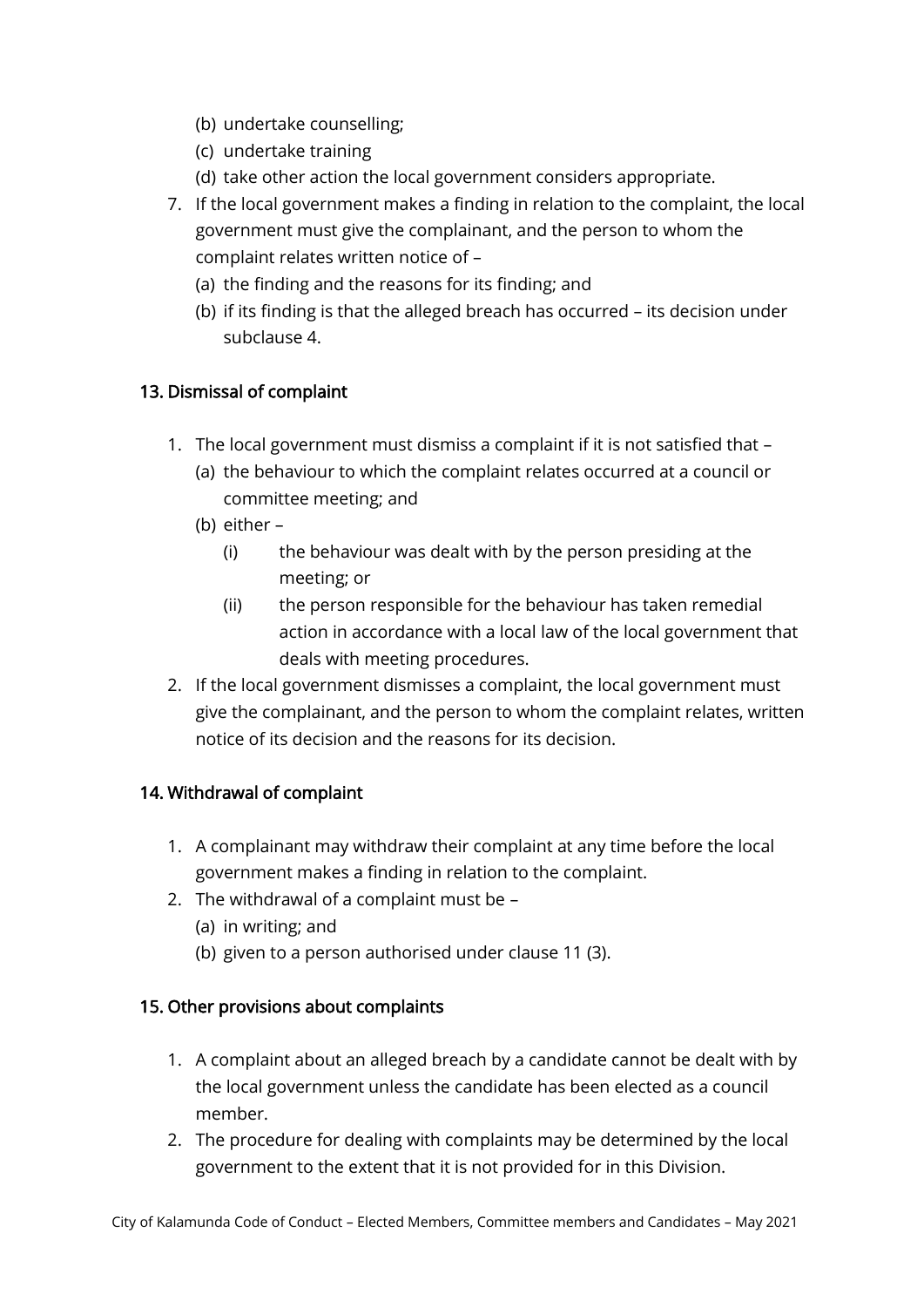(b) undertake counselling;
   (c) undertake training
   (d) take other action the local government considers appropriate.

7. If the local government makes a finding in relation to the complaint, the local government must give the complainant, and the person to whom the complaint relates written notice of –
   (a) the finding and the reasons for its finding; and
   (b) if its finding is that the alleged breach has occurred – its decision under subclause 4.

### 13. Dismissal of complaint

1. The local government must dismiss a complaint if it is not satisfied that –
   (a) the behaviour to which the complaint relates occurred at a council or committee meeting; and
   (b) either –
      (i) the behaviour was dealt with by the person presiding at the meeting; or
      (ii) the person responsible for the behaviour has taken remedial action in accordance with a local law of the local government that deals with meeting procedures.
2. If the local government dismisses a complaint, the local government must give the complainant, and the person to whom the complaint relates, written notice of its decision and the reasons for its decision.

### 14. Withdrawal of complaint

1. A complainant may withdraw their complaint at any time before the local government makes a finding in relation to the complaint.
2. The withdrawal of a complaint must be –
   (a) in writing; and
   (b) given to a person authorised under clause 11 (3).

### 15. Other provisions about complaints

1. A complaint about an alleged breach by a candidate cannot be dealt with by the local government unless the candidate has been elected as a council member.
2. The procedure for dealing with complaints may be determined by the local government to the extent that it is not provided for in this Division.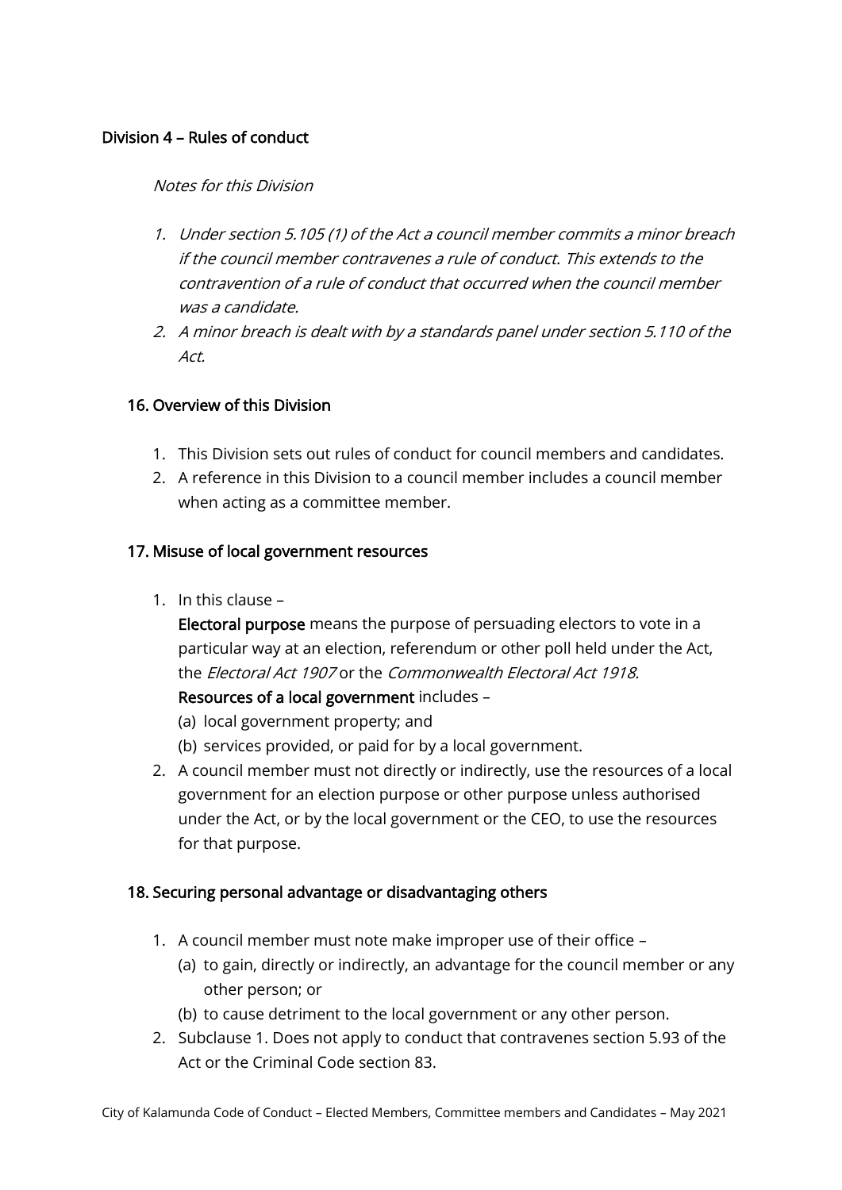## Division 4 – Rules of conduct

*Notes for this Division*

1. *Under section 5.105 (1) of the Act a council member commits a minor breach if the council member contravenes a rule of conduct. This extends to the contravention of a rule of conduct that occurred when the council member was a candidate.*
2. *A minor breach is dealt with by a standards panel under section 5.110 of the Act.*

### 16. Overview of this Division

1. This Division sets out rules of conduct for council members and candidates.
2. A reference in this Division to a council member includes a council member when acting as a committee member.

### 17. Misuse of local government resources

1. In this clause –

   **Electoral purpose** means the purpose of persuading electors to vote in a particular way at an election, referendum or other poll held under the Act, the *Electoral Act 1907* or the *Commonwealth Electoral Act 1918.*

   **Resources of a local government** includes –

   (a) local government property; and

   (b) services provided, or paid for by a local government.
2. A council member must not directly or indirectly, use the resources of a local government for an election purpose or other purpose unless authorised under the Act, or by the local government or the CEO, to use the resources for that purpose.

### 18. Securing personal advantage or disadvantaging others

1. A council member must note make improper use of their office –

   (a) to gain, directly or indirectly, an advantage for the council member or any other person; or

   (b) to cause detriment to the local government or any other person.
2. Subclause 1. Does not apply to conduct that contravenes section 5.93 of the Act or the Criminal Code section 83.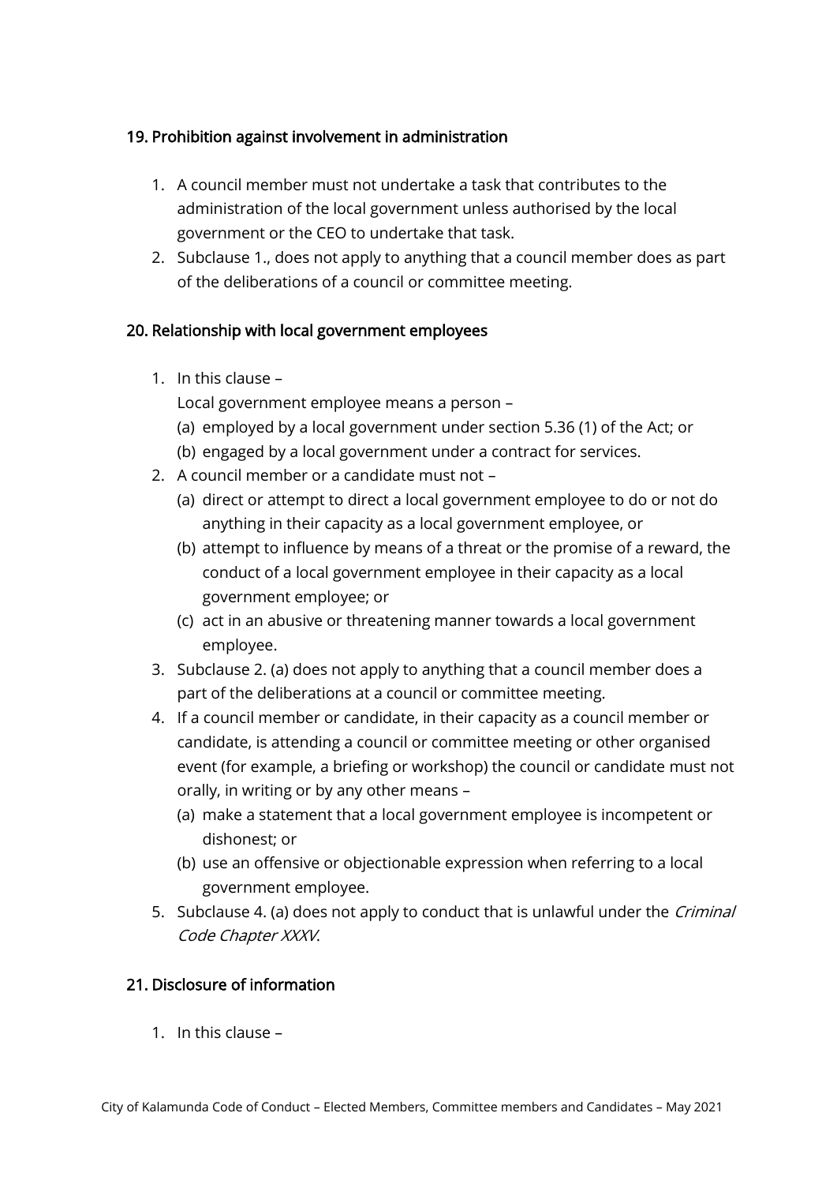### 19. Prohibition against involvement in administration

1. A council member must not undertake a task that contributes to the administration of the local government unless authorised by the local government or the CEO to undertake that task.
2. Subclause 1., does not apply to anything that a council member does as part of the deliberations of a council or committee meeting.

### 20. Relationship with local government employees

1. In this clause –

   Local government employee means a person –

   (a) employed by a local government under section 5.36 (1) of the Act; or

   (b) engaged by a local government under a contract for services.
2. A council member or a candidate must not –

   (a) direct or attempt to direct a local government employee to do or not do anything in their capacity as a local government employee, or

   (b) attempt to influence by means of a threat or the promise of a reward, the conduct of a local government employee in their capacity as a local government employee; or

   (c) act in an abusive or threatening manner towards a local government employee.
3. Subclause 2. (a) does not apply to anything that a council member does a part of the deliberations at a council or committee meeting.
4. If a council member or candidate, in their capacity as a council member or candidate, is attending a council or committee meeting or other organised event (for example, a briefing or workshop) the council or candidate must not orally, in writing or by any other means –

   (a) make a statement that a local government employee is incompetent or dishonest; or

   (b) use an offensive or objectionable expression when referring to a local government employee.
5. Subclause 4. (a) does not apply to conduct that is unlawful under the *Criminal Code Chapter XXXV*.

### 21. Disclosure of information

1. In this clause –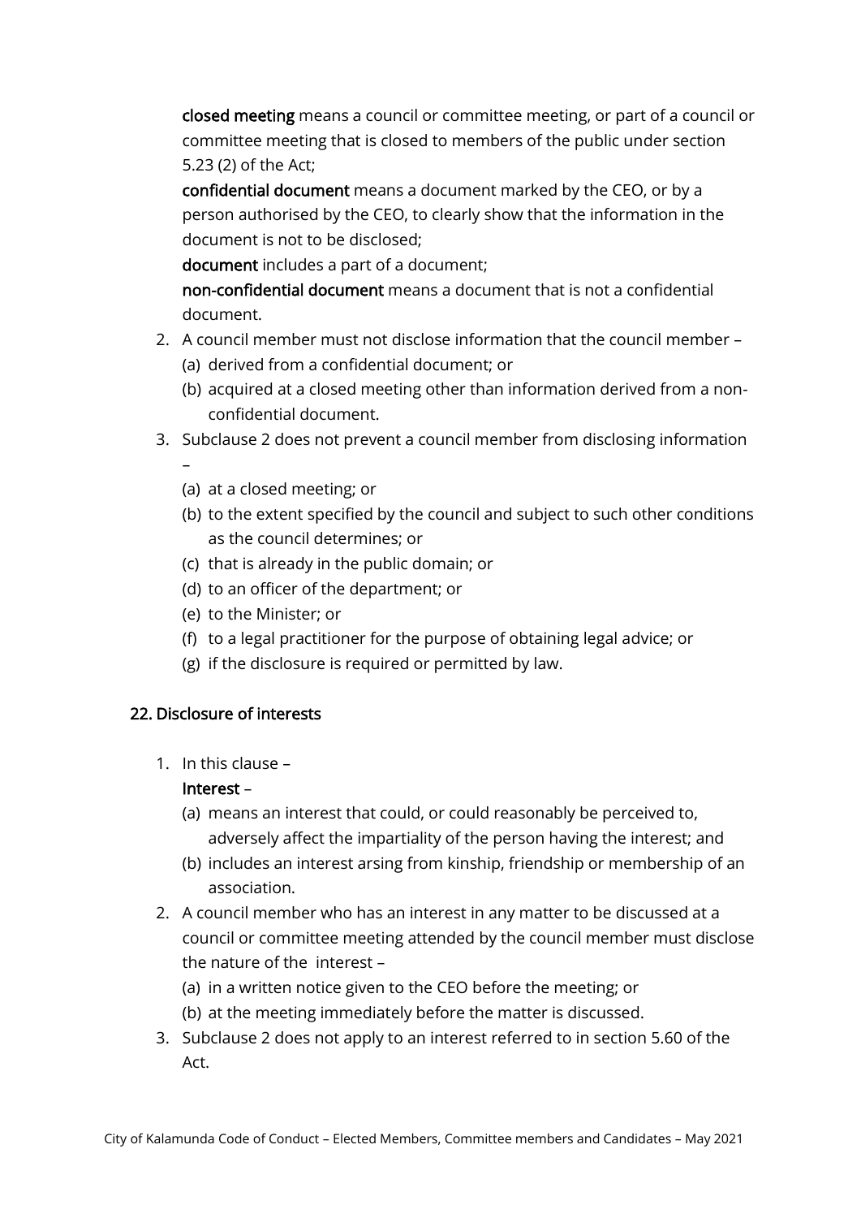**closed meeting** means a council or committee meeting, or part of a council or committee meeting that is closed to members of the public under section 5.23 (2) of the Act;

**confidential document** means a document marked by the CEO, or by a person authorised by the CEO, to clearly show that the information in the document is not to be disclosed;

**document** includes a part of a document;

**non-confidential document** means a document that is not a confidential document.

2. A council member must not disclose information that the council member –
   (a) derived from a confidential document; or
   (b) acquired at a closed meeting other than information derived from a non-confidential document.
3. Subclause 2 does not prevent a council member from disclosing information –
   (a) at a closed meeting; or
   (b) to the extent specified by the council and subject to such other conditions as the council determines; or
   (c) that is already in the public domain; or
   (d) to an officer of the department; or
   (e) to the Minister; or
   (f) to a legal practitioner for the purpose of obtaining legal advice; or
   (g) if the disclosure is required or permitted by law.

### 22. Disclosure of interests

1. In this clause –

   **Interest** –
   (a) means an interest that could, or could reasonably be perceived to, adversely affect the impartiality of the person having the interest; and
   (b) includes an interest arsing from kinship, friendship or membership of an association.
2. A council member who has an interest in any matter to be discussed at a council or committee meeting attended by the council member must disclose the nature of the interest –
   (a) in a written notice given to the CEO before the meeting; or
   (b) at the meeting immediately before the matter is discussed.
3. Subclause 2 does not apply to an interest referred to in section 5.60 of the Act.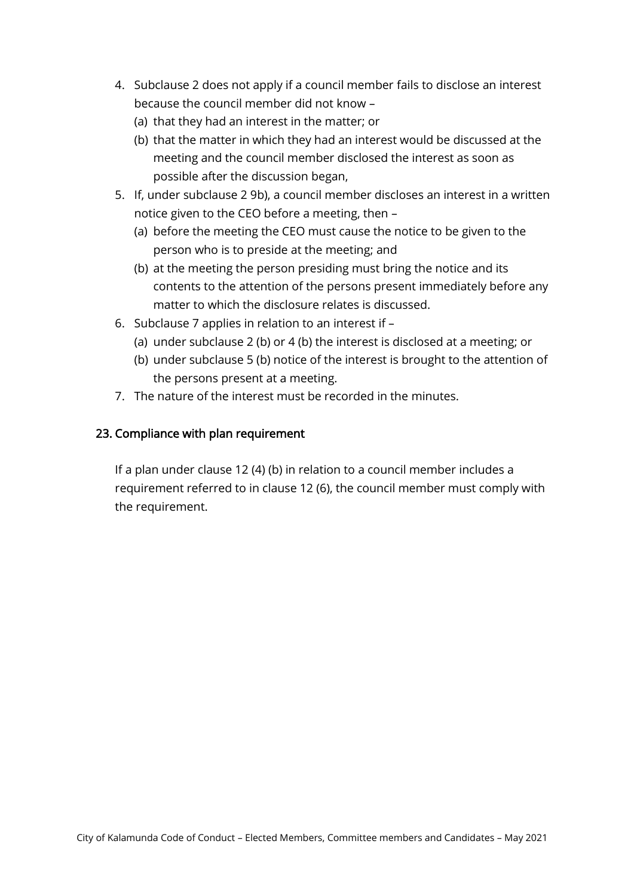4. Subclause 2 does not apply if a council member fails to disclose an interest because the council member did not know –
   (a) that they had an interest in the matter; or
   (b) that the matter in which they had an interest would be discussed at the meeting and the council member disclosed the interest as soon as possible after the discussion began,
5. If, under subclause 2 9b), a council member discloses an interest in a written notice given to the CEO before a meeting, then –
   (a) before the meeting the CEO must cause the notice to be given to the person who is to preside at the meeting; and
   (b) at the meeting the person presiding must bring the notice and its contents to the attention of the persons present immediately before any matter to which the disclosure relates is discussed.
6. Subclause 7 applies in relation to an interest if –
   (a) under subclause 2 (b) or 4 (b) the interest is disclosed at a meeting; or
   (b) under subclause 5 (b) notice of the interest is brought to the attention of the persons present at a meeting.
7. The nature of the interest must be recorded in the minutes.

## 23. Compliance with plan requirement

If a plan under clause 12 (4) (b) in relation to a council member includes a requirement referred to in clause 12 (6), the council member must comply with the requirement.